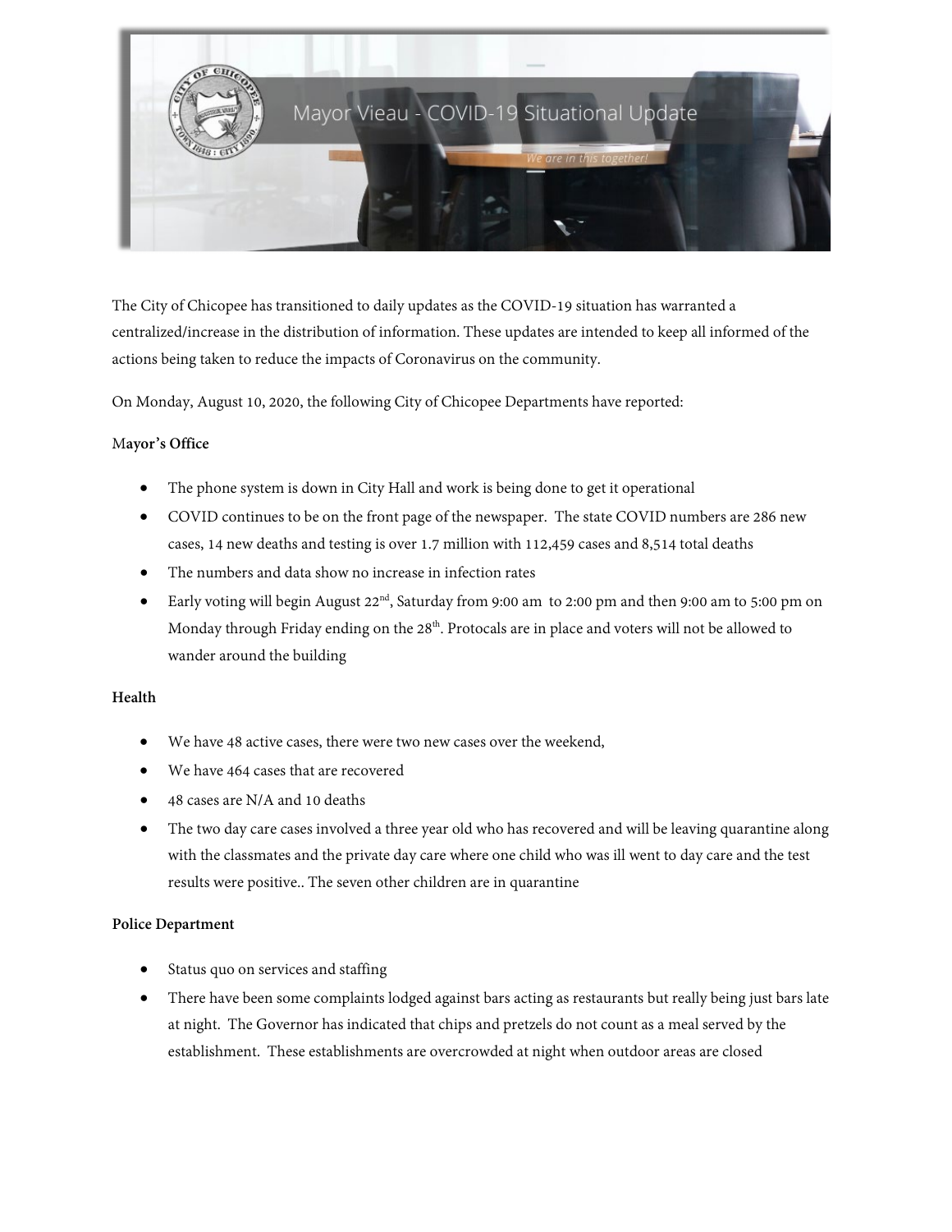Mayor Vieau - COVID-19 Situational Update

*We are in this together!*

The City of Chicopee has transitioned to daily updates as the COVID-19 situation has warranted a centralized/increase in the distribution of information. These updates are intended to keep all informed of the actions being taken to reduce the impacts of Coronavirus on the community.

On Monday, August 10, 2020, the following City of Chicopee Departments have reported:

**Mayor's Office**

- The phone system is down in City Hall and work is being done to get it operational
- COVID continues to be on the front page of the newspaper. The state COVID numbers are 286 new cases, 14 new deaths and testing is over 1.7 million with 112,459 cases and 8,514 total deaths
- The numbers and data show no increase in infection rates
- Early voting will begin August 22nd, Saturday from 9:00 am to 2:00 pm and then 9:00 am to 5:00 pm on Monday through Friday ending on the 28th. Protocals are in place and voters will not be allowed to wander around the building

**Health**

- We have 48 active cases, there were two new cases over the weekend,
- We have 464 cases that are recovered
- 48 cases are N/A and 10 deaths
- The two day care cases involved a three year old who has recovered and will be leaving quarantine along with the classmates and the private day care where one child who was ill went to day care and the test results were positive.. The seven other children are in quarantine

**Police Department**

- Status quo on services and staffing
- There have been some complaints lodged against bars acting as restaurants but really being just bars late at night. The Governor has indicated that chips and pretzels do not count as a meal served by the establishment. These establishments are overcrowded at night when outdoor areas are closed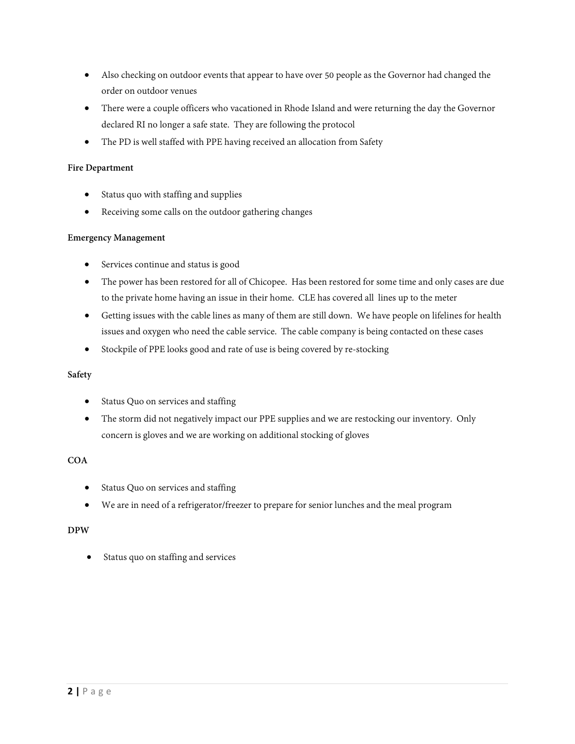- Also checking on outdoor events that appear to have over 50 people as the Governor had changed the order on outdoor venues
- There were a couple officers who vacationed in Rhode Island and were returning the day the Governor declared RI no longer a safe state. They are following the protocol
- The PD is well staffed with PPE having received an allocation from Safety

**Fire Department**

- Status quo with staffing and supplies
- Receiving some calls on the outdoor gathering changes

**Emergency Management**

- Services continue and status is good
- The power has been restored for all of Chicopee. Has been restored for some time and only cases are due to the private home having an issue in their home. CLE has covered all lines up to the meter
- Getting issues with the cable lines as many of them are still down. We have people on lifelines for health issues and oxygen who need the cable service. The cable company is being contacted on these cases
- Stockpile of PPE looks good and rate of use is being covered by re-stocking

**Safety**

- Status Quo on services and staffing
- The storm did not negatively impact our PPE supplies and we are restocking our inventory. Only concern is gloves and we are working on additional stocking of gloves

**COA**

- Status Quo on services and staffing
- We are in need of a refrigerator/freezer to prepare for senior lunches and the meal program

**DPW**

- Status quo on staffing and services